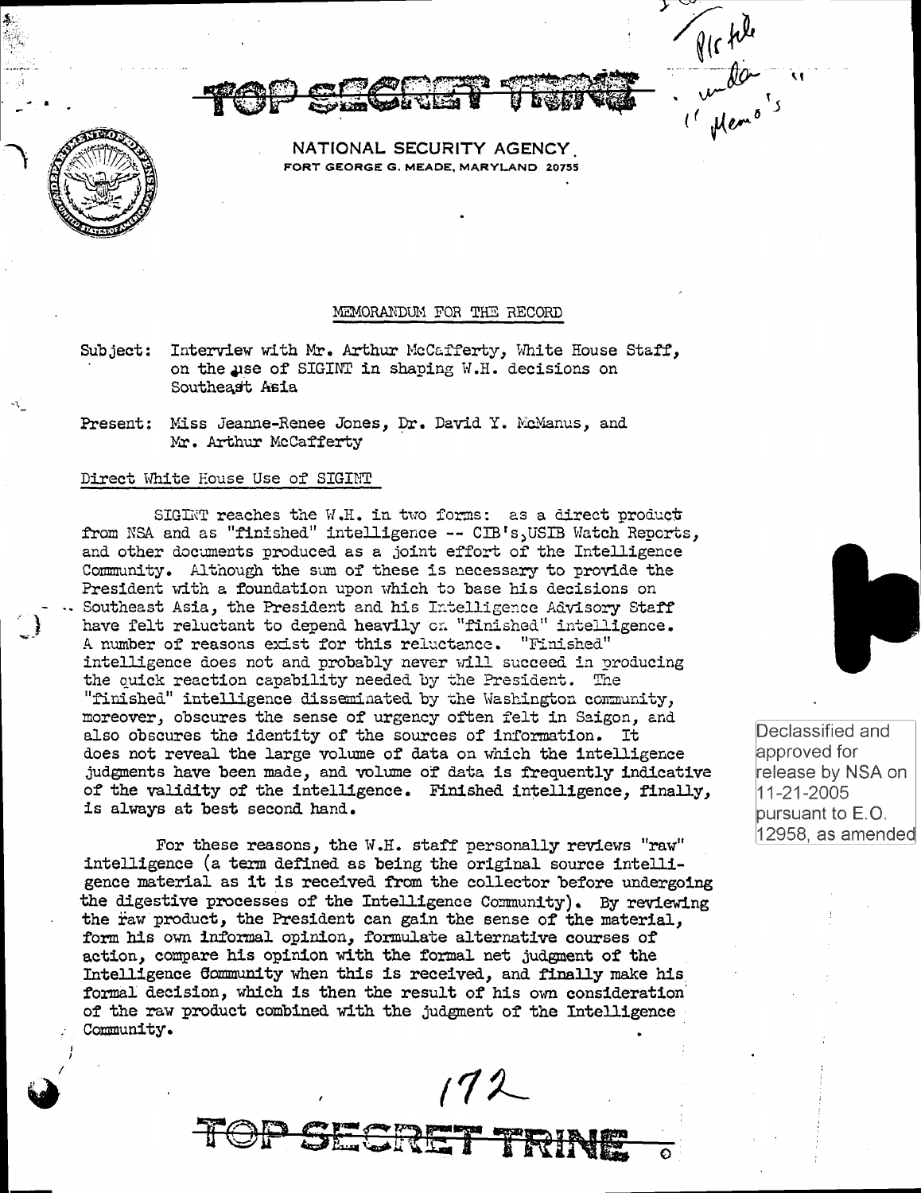TOP SECRET TRINE

NATIONAL SECURITY AGENCY
FORT GEORGE G. MEADE, MARYLAND 20755

MEMORANDUM FOR THE RECORD

Subject: Interview with Mr. Arthur McCafferty, White House Staff, on the use of SIGINT in shaping W.H. decisions on Southeast Asia

Present: Miss Jeanne-Renee Jones, Dr. David Y. McManus, and Mr. Arthur McCafferty

Direct White House Use of SIGINT

SIGINT reaches the W.H. in two forms: as a direct product from NSA and as "finished" intelligence -- CIB's, USIB Watch Reports, and other documents produced as a joint effort of the Intelligence Community. Although the sum of these is necessary to provide the President with a foundation upon which to base his decisions on Southeast Asia, the President and his Intelligence Advisory Staff have felt reluctant to depend heavily on "finished" intelligence. A number of reasons exist for this reluctance. "Finished" intelligence does not and probably never will succeed in producing the quick reaction capability needed by the President. The "finished" intelligence disseminated by the Washington community, moreover, obscures the sense of urgency often felt in Saigon, and also obscures the identity of the sources of information. It does not reveal the large volume of data on which the intelligence judgments have been made, and volume of data is frequently indicative of the validity of the intelligence. Finished intelligence, finally, is always at best second hand.

For these reasons, the W.H. staff personally reviews "raw" intelligence (a term defined as being the original source intelligence material as it is received from the collector before undergoing the digestive processes of the Intelligence Community). By reviewing the raw product, the President can gain the sense of the material, form his own informal opinion, formulate alternative courses of action, compare his opinion with the formal net judgment of the Intelligence Community when this is received, and finally make his formal decision, which is then the result of his own consideration of the raw product combined with the judgment of the Intelligence Community.

Declassified and approved for release by NSA on 11-21-2005 pursuant to E.O. 12958, as amended

TOP SECRET TRINE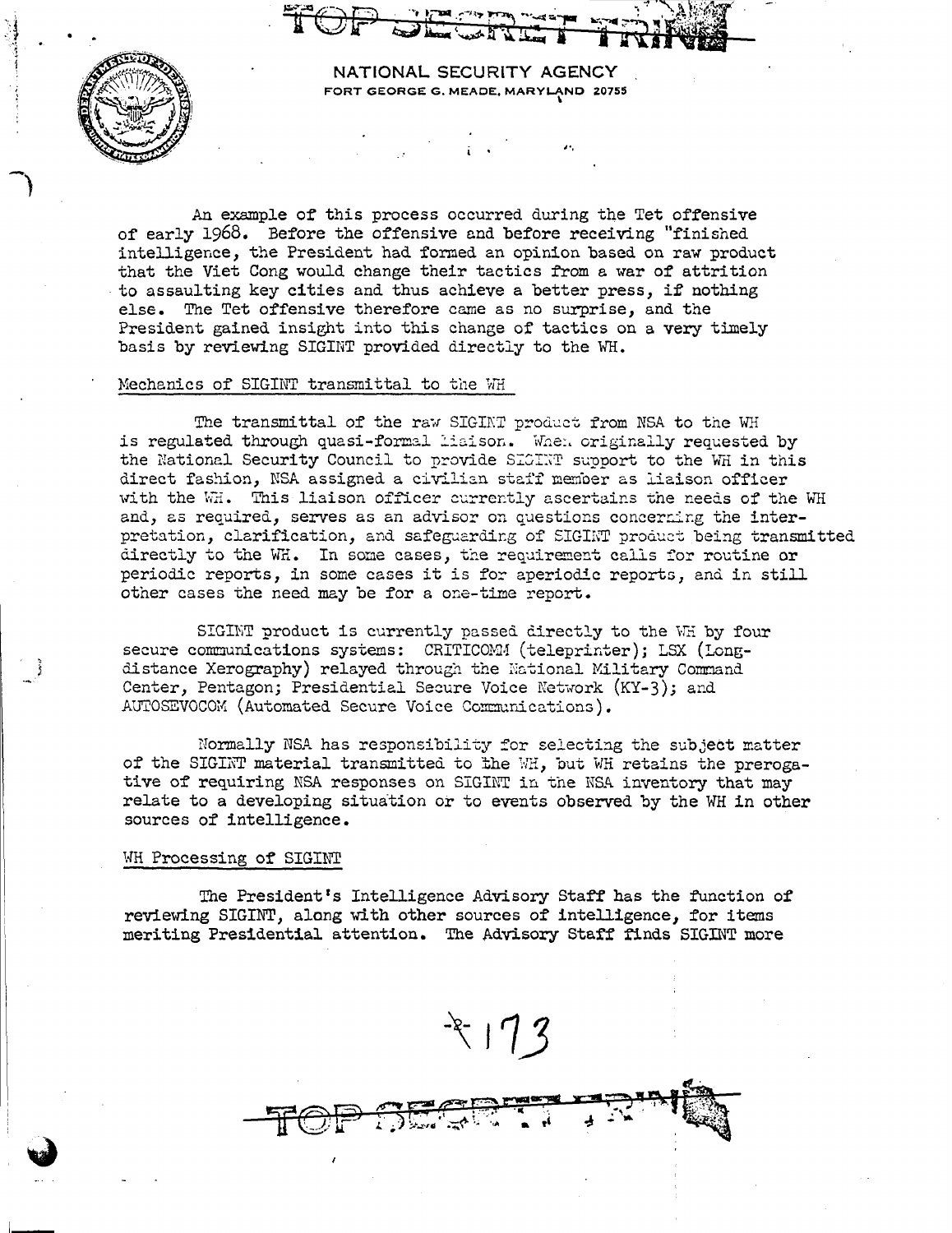TOP SECRET TRINE

NATIONAL SECURITY AGENCY
FORT GEORGE G. MEADE, MARYLAND 20755

An example of this process occurred during the Tet offensive of early 1968. Before the offensive and before receiving "finished intelligence, the President had formed an opinion based on raw product that the Viet Cong would change their tactics from a war of attrition to assaulting key cities and thus achieve a better press, if nothing else. The Tet offensive therefore came as no surprise, and the President gained insight into this change of tactics on a very timely basis by reviewing SIGINT provided directly to the WH.

Mechanics of SIGINT transmittal to the WH

The transmittal of the raw SIGINT product from NSA to the WH is regulated through quasi-formal liaison. When originally requested by the National Security Council to provide SIGINT support to the WH in this direct fashion, NSA assigned a civilian staff member as liaison officer with the WH. This liaison officer currently ascertains the needs of the WH and, as required, serves as an advisor on questions concerning the interpretation, clarification, and safeguarding of SIGINT product being transmitted directly to the WH. In some cases, the requirement calls for routine or periodic reports, in some cases it is for aperiodic reports, and in still other cases the need may be for a one-time report.

SIGINT product is currently passed directly to the WH by four secure communications systems: CRITICOMM (teleprinter); LSX (Long-distance Xerography) relayed through the National Military Command Center, Pentagon; Presidential Secure Voice Network (KY-3); and AUTOSEVOCOM (Automated Secure Voice Communications).

Normally NSA has responsibility for selecting the subject matter of the SIGINT material transmitted to the WH, but WH retains the prerogative of requiring NSA responses on SIGINT in the NSA inventory that may relate to a developing situation or to events observed by the WH in other sources of intelligence.

WH Processing of SIGINT

The President's Intelligence Advisory Staff has the function of reviewing SIGINT, along with other sources of intelligence, for items meriting Presidential attention. The Advisory Staff finds SIGINT more

*173

TOP SECRET TRINE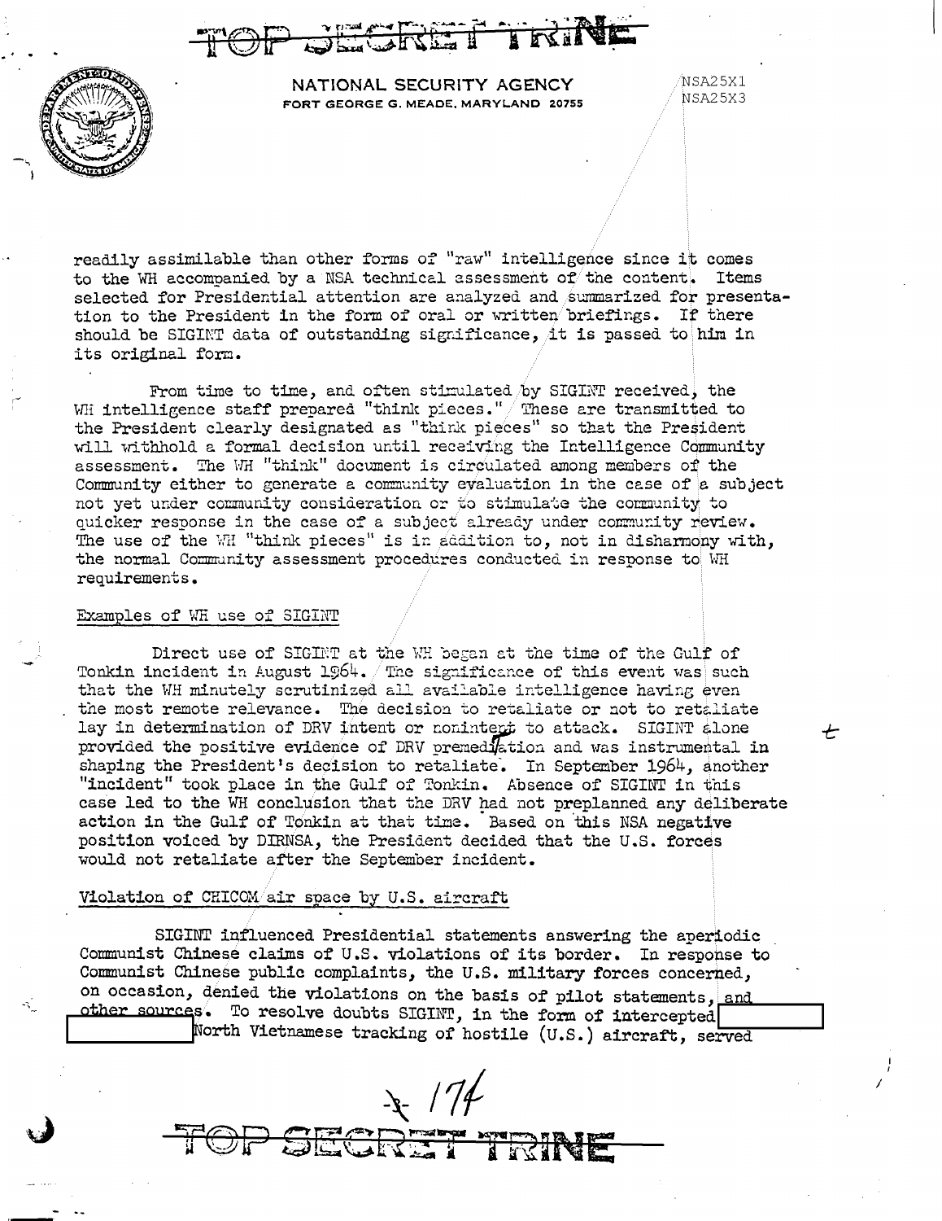TOP SECRET TRINE

NATIONAL SECURITY AGENCY
FORT GEORGE G. MEADE, MARYLAND 20755

NSA25X1
NSA25X3

readily assimilable than other forms of "raw" intelligence since it comes to the WH accompanied by a NSA technical assessment of the content. Items selected for Presidential attention are analyzed and summarized for presentation to the President in the form of oral or written briefings. If there should be SIGINT data of outstanding significance, it is passed to him in its original form.

From time to time, and often stimulated by SIGINT received, the WH intelligence staff prepared "think pieces." These are transmitted to the President clearly designated as "think pieces" so that the President will withhold a formal decision until receiving the Intelligence Community assessment. The WH "think" document is circulated among members of the Community either to generate a community evaluation in the case of a subject not yet under community consideration or to stimulate the community to quicker response in the case of a subject already under community review. The use of the WH "think pieces" is in addition to, not in disharmony with, the normal Community assessment procedures conducted in response to WH requirements.

Examples of WH use of SIGINT

Direct use of SIGINT at the WH began at the time of the Gulf of Tonkin incident in August 1964. The significance of this event was such that the WH minutely scrutinized all available intelligence having even the most remote relevance. The decision to retaliate or not to retaliate lay in determination of DRV intent or nonintent to attack. SIGINT alone provided the positive evidence of DRV premeditation and was instrumental in shaping the President's decision to retaliate. In September 1964, another "incident" took place in the Gulf of Tonkin. Absence of SIGINT in this case led to the WH conclusion that the DRV had not preplanned any deliberate action in the Gulf of Tonkin at that time. Based on this NSA negative position voiced by DIRNSA, the President decided that the U.S. forces would not retaliate after the September incident.

Violation of CHICOM air space by U.S. aircraft

SIGINT influenced Presidential statements answering the aperiodic Communist Chinese claims of U.S. violations of its border. In response to Communist Chinese public complaints, the U.S. military forces concerned, on occasion, denied the violations on the basis of pilot statements, and other sources. To resolve doubts SIGINT, in the form of intercepted [REDACTED] North Vietnamese tracking of hostile (U.S.) aircraft, served

TOP SECRET TRINE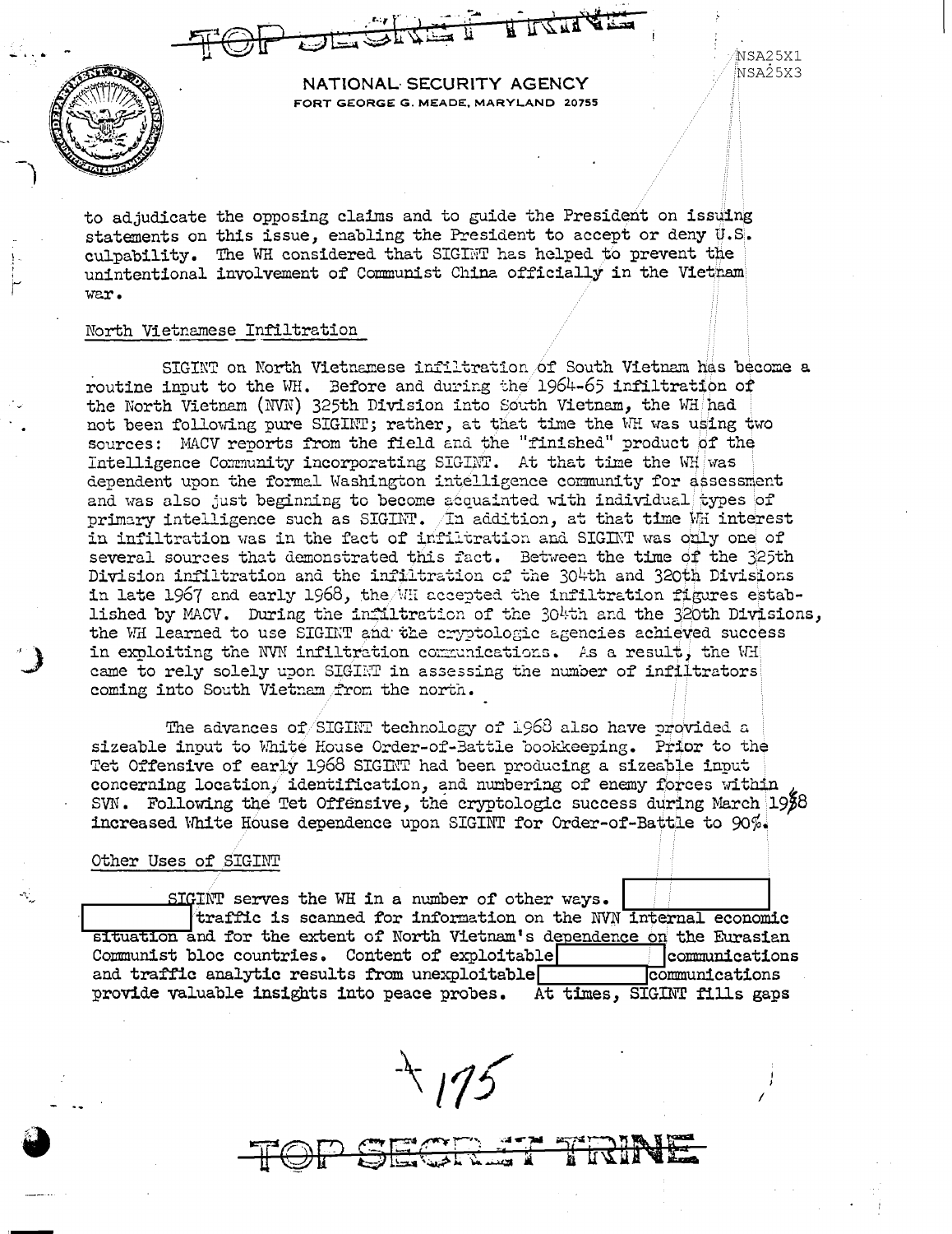TOP SECRET TRINE

NATIONAL SECURITY AGENCY
FORT GEORGE G. MEADE, MARYLAND 20755

NSA25X1
NSA25X3

to adjudicate the opposing claims and to guide the President on issuing statements on this issue, enabling the President to accept or deny U.S. culpability. The WH considered that SIGINT has helped to prevent the unintentional involvement of Communist China officially in the Vietnam war.

North Vietnamese Infiltration

SIGINT on North Vietnamese infiltration of South Vietnam has become a routine input to the WH. Before and during the 1964-65 infiltration of the North Vietnam (NVN) 325th Division into South Vietnam, the WH had not been following pure SIGINT; rather, at that time the WH was using two sources: MACV reports from the field and the "finished" product of the Intelligence Community incorporating SIGINT. At that time the WH was dependent upon the formal Washington intelligence community for assessment and was also just beginning to become acquainted with individual types of primary intelligence such as SIGINT. In addition, at that time WH interest in infiltration was in the fact of infiltration and SIGINT was only one of several sources that demonstrated this fact. Between the time of the 325th Division infiltration and the infiltration of the 304th and 320th Divisions in late 1967 and early 1968, the WH accepted the infiltration figures established by MACV. During the infiltration of the 304th and the 320th Divisions, the WH learned to use SIGINT and the cryptologic agencies achieved success in exploiting the NVN infiltration communications. As a result, the WH came to rely solely upon SIGINT in assessing the number of infiltrators coming into South Vietnam from the north.

The advances of SIGINT technology of 1968 also have provided a sizeable input to White House Order-of-Battle bookkeeping. Prior to the Tet Offensive of early 1968 SIGINT had been producing a sizeable input concerning location, identification, and numbering of enemy forces within SVN. Following the Tet Offensive, the cryptologic success during March 1968 increased White House dependence upon SIGINT for Order-of-Battle to 90%.

Other Uses of SIGINT

SIGINT serves the WH in a number of other ways. [REDACTED] traffic is scanned for information on the NVN internal economic situation and for the extent of North Vietnam's dependence on the Eurasian Communist bloc countries. Content of exploitable [REDACTED] communications and traffic analytic results from unexploitable [REDACTED] communications provide valuable insights into peace probes. At times, SIGINT fills gaps

TOP SECRET TRINE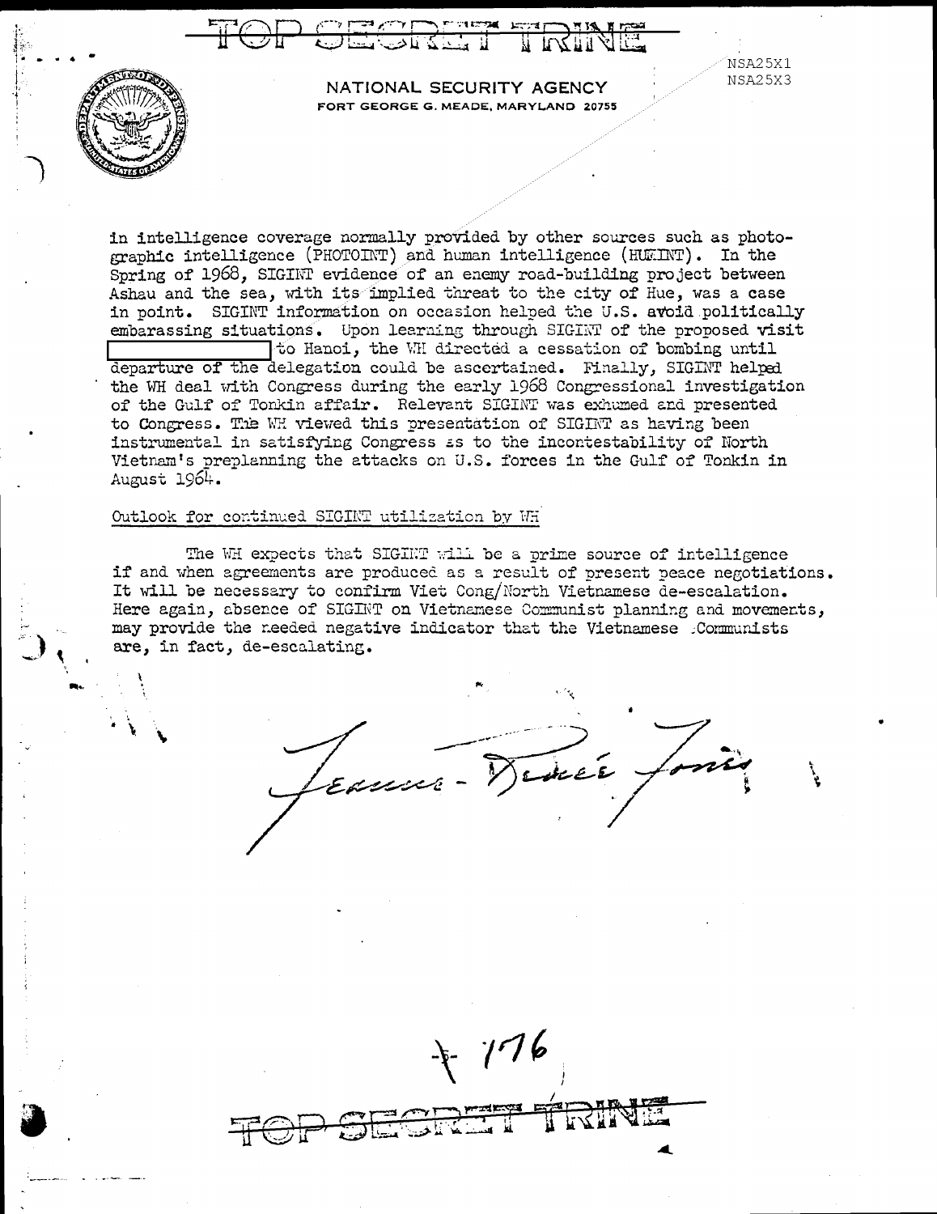TOP SECRET TRINE

NSA25X1
NSA25X3

NATIONAL SECURITY AGENCY
FORT GEORGE G. MEADE, MARYLAND 20755

in intelligence coverage normally provided by other sources such as photographic intelligence (PHOTOINT) and human intelligence (HUMINT). In the Spring of 1968, SIGINT evidence of an enemy road-building project between Ashau and the sea, with its implied threat to the city of Hue, was a case in point. SIGINT information on occasion helped the U.S. avoid politically embarassing situations. Upon learning through SIGINT of the proposed visit [redacted] to Hanoi, the WH directed a cessation of bombing until departure of the delegation could be ascertained. Finally, SIGINT helped the WH deal with Congress during the early 1968 Congressional investigation of the Gulf of Tonkin affair. Relevant SIGINT was exhumed and presented to Congress. The WH viewed this presentation of SIGINT as having been instrumental in satisfying Congress as to the incontestability of North Vietnam's preplanning the attacks on U.S. forces in the Gulf of Tonkin in August 1964.

Outlook for continued SIGINT utilization by WH

The WH expects that SIGINT will be a prime source of intelligence if and when agreements are produced as a result of present peace negotiations. It will be necessary to confirm Viet Cong/North Vietnamese de-escalation. Here again, absence of SIGINT on Vietnamese Communist planning and movements, may provide the needed negative indicator that the Vietnamese Communists are, in fact, de-escalating.

Jeanne-Denée Jones

-5- 176

TOP SECRET TRINE